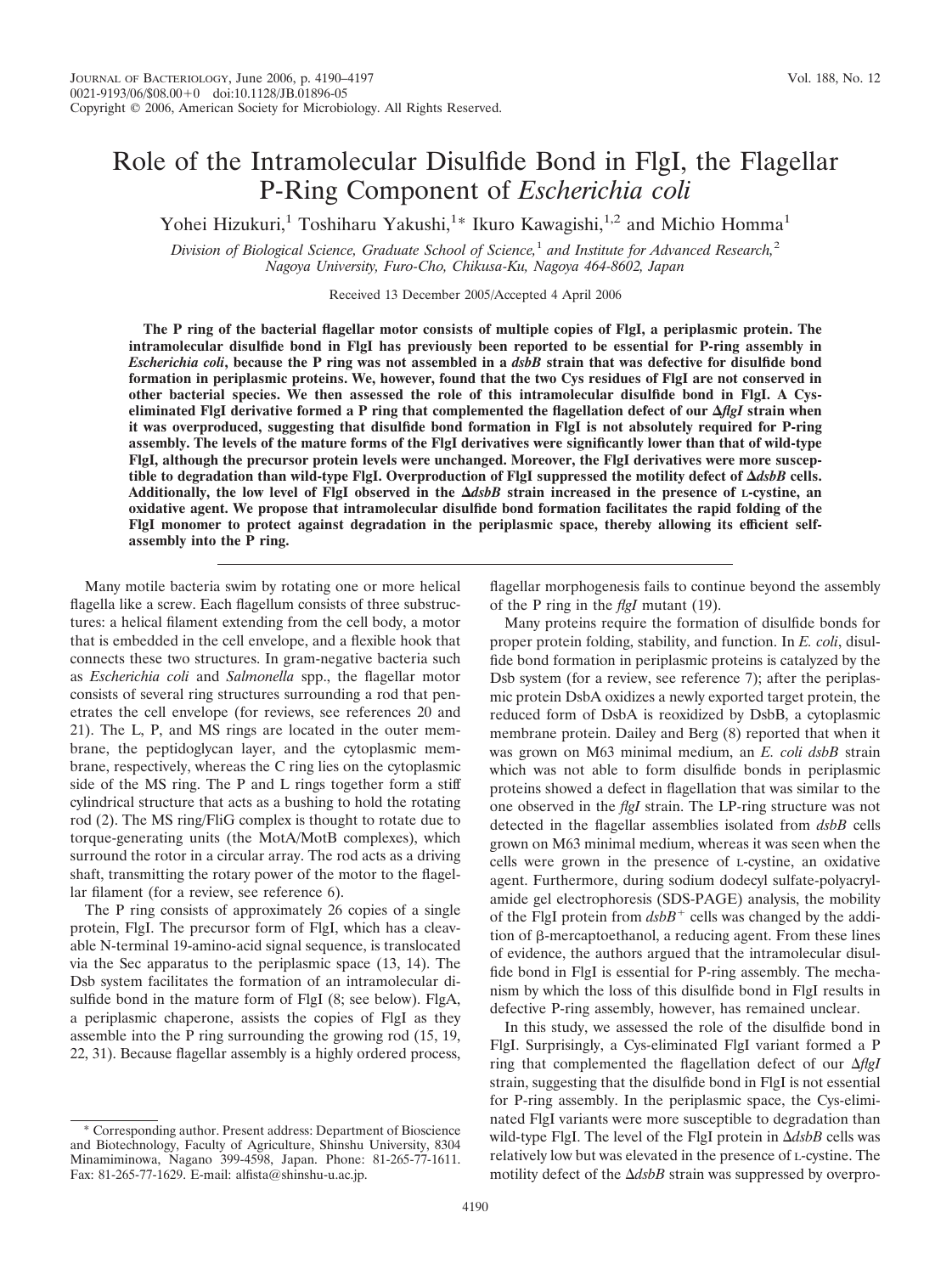# Role of the Intramolecular Disulfide Bond in FlgI, the Flagellar P-Ring Component of *Escherichia coli*

Yohei Hizukuri,[1] Toshiharu Yakushi,[1]* Ikuro Kawagishi,[1,2] and Michio Homma[1]

*Division of Biological Science, Graduate School of Science,[1] and Institute for Advanced Research,[2] Nagoya University, Furo-Cho, Chikusa-Ku, Nagoya 464-8602, Japan*

Received 13 December 2005/Accepted 4 April 2006

**The P ring of the bacterial flagellar motor consists of multiple copies of FlgI, a periplasmic protein. The intramolecular disulfide bond in FlgI has previously been reported to be essential for P-ring assembly in *Escherichia coli*, because the P ring was not assembled in a *dsbB* strain that was defective for disulfide bond formation in periplasmic proteins. We, however, found that the two Cys residues of FlgI are not conserved in other bacterial species. We then assessed the role of this intramolecular disulfide bond in FlgI. A Cys-eliminated FlgI derivative formed a P ring that complemented the flagellation defect of our Δ*flgI* strain when it was overproduced, suggesting that disulfide bond formation in FlgI is not absolutely required for P-ring assembly. The levels of the mature forms of the FlgI derivatives were significantly lower than that of wild-type FlgI, although the precursor protein levels were unchanged. Moreover, the FlgI derivatives were more susceptible to degradation than wild-type FlgI. Overproduction of FlgI suppressed the motility defect of Δ*dsbB* cells. Additionally, the low level of FlgI observed in the Δ*dsbB* strain increased in the presence of L-cystine, an oxidative agent. We propose that intramolecular disulfide bond formation facilitates the rapid folding of the FlgI monomer to protect against degradation in the periplasmic space, thereby allowing its efficient self-assembly into the P ring.**

Many motile bacteria swim by rotating one or more helical flagella like a screw. Each flagellum consists of three substructures: a helical filament extending from the cell body, a motor that is embedded in the cell envelope, and a flexible hook that connects these two structures. In gram-negative bacteria such as *Escherichia coli* and *Salmonella* spp., the flagellar motor consists of several ring structures surrounding a rod that penetrates the cell envelope (for reviews, see references 20 and 21). The L, P, and MS rings are located in the outer membrane, the peptidoglycan layer, and the cytoplasmic membrane, respectively, whereas the C ring lies on the cytoplasmic side of the MS ring. The P and L rings together form a stiff cylindrical structure that acts as a bushing to hold the rotating rod (2). The MS ring/FliG complex is thought to rotate due to torque-generating units (the MotA/MotB complexes), which surround the rotor in a circular array. The rod acts as a driving shaft, transmitting the rotary power of the motor to the flagellar filament (for a review, see reference 6).

The P ring consists of approximately 26 copies of a single protein, FlgI. The precursor form of FlgI, which has a cleavable N-terminal 19-amino-acid signal sequence, is translocated via the Sec apparatus to the periplasmic space (13, 14). The Dsb system facilitates the formation of an intramolecular disulfide bond in the mature form of FlgI (8; see below). FlgA, a periplasmic chaperone, assists the copies of FlgI as they assemble into the P ring surrounding the growing rod (15, 19, 22, 31). Because flagellar assembly is a highly ordered process, flagellar morphogenesis fails to continue beyond the assembly of the P ring in the *flgI* mutant (19).

Many proteins require the formation of disulfide bonds for proper protein folding, stability, and function. In *E. coli*, disulfide bond formation in periplasmic proteins is catalyzed by the Dsb system (for a review, see reference 7); after the periplasmic protein DsbA oxidizes a newly exported target protein, the reduced form of DsbA is reoxidized by DsbB, a cytoplasmic membrane protein. Dailey and Berg (8) reported that when it was grown on M63 minimal medium, an *E. coli dsbB* strain which was not able to form disulfide bonds in periplasmic proteins showed a defect in flagellation that was similar to the one observed in the *flgI* strain. The LP-ring structure was not detected in the flagellar assemblies isolated from *dsbB* cells grown on M63 minimal medium, whereas it was seen when the cells were grown in the presence of L-cystine, an oxidative agent. Furthermore, during sodium dodecyl sulfate-polyacrylamide gel electrophoresis (SDS-PAGE) analysis, the mobility of the FlgI protein from $dsbB^+$ cells was changed by the addition of β-mercaptoethanol, a reducing agent. From these lines of evidence, the authors argued that the intramolecular disulfide bond in FlgI is essential for P-ring assembly. The mechanism by which the loss of this disulfide bond in FlgI results in defective P-ring assembly, however, has remained unclear.

In this study, we assessed the role of the disulfide bond in FlgI. Surprisingly, a Cys-eliminated FlgI variant formed a P ring that complemented the flagellation defect of our Δ*flgI* strain, suggesting that the disulfide bond in FlgI is not essential for P-ring assembly. In the periplasmic space, the Cys-eliminated FlgI variants were more susceptible to degradation than wild-type FlgI. The level of the FlgI protein in Δ*dsbB* cells was relatively low but was elevated in the presence of L-cystine. The motility defect of the Δ*dsbB* strain was suppressed by overpro-

\* Corresponding author. Present address: Department of Bioscience and Biotechnology, Faculty of Agriculture, Shinshu University, 8304 Minamiminowa, Nagano 399-4598, Japan. Phone: 81-265-77-1611. Fax: 81-265-77-1629. E-mail: alfista@shinshu-u.ac.jp.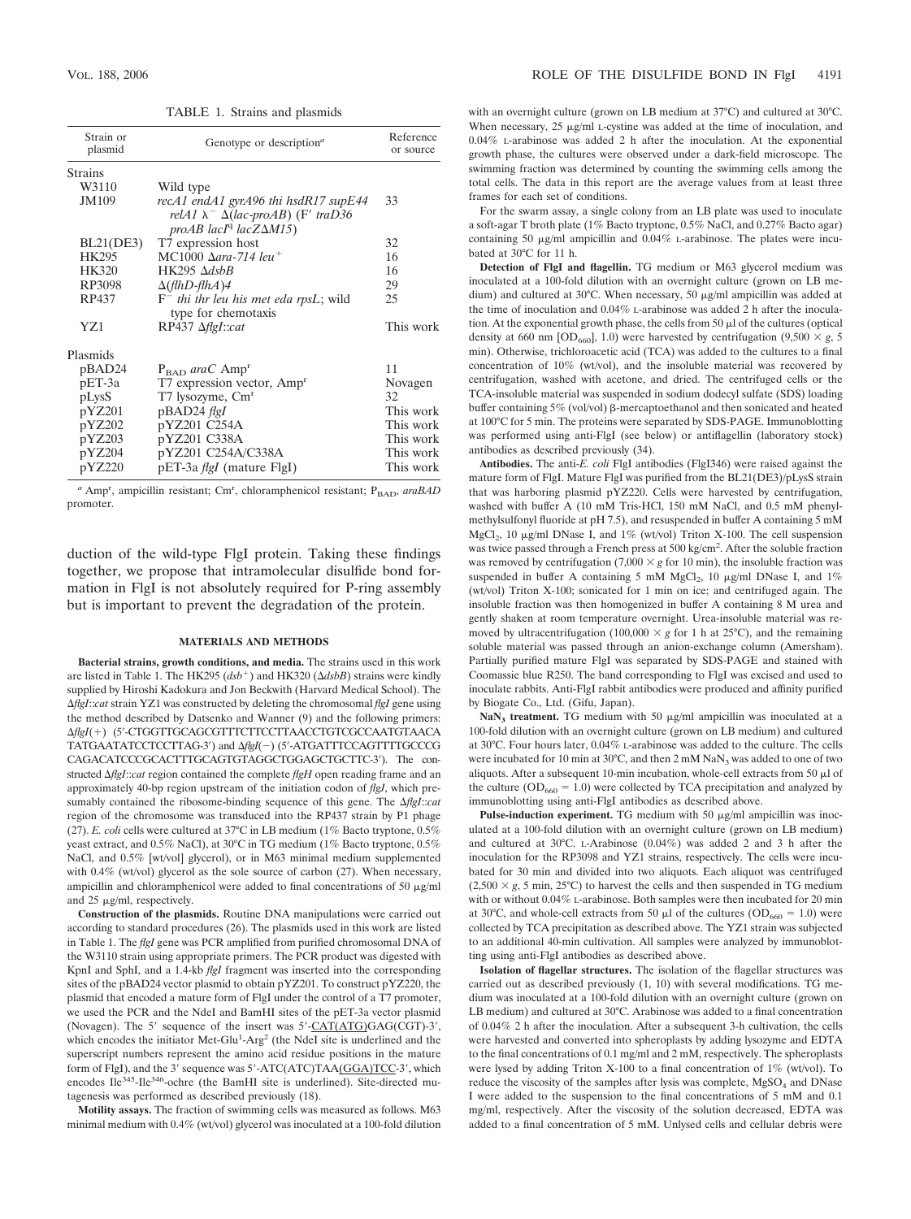TABLE 1. Strains and plasmids

| Strain or plasmid | Genotype or description[a] | Reference or source |
|---|---|---|
| Strains | | |
| W3110 | Wild type | |
| JM109 | *recA1 endA1 gyrA96 thi hsdR17 supE44 relA1* λ[−] Δ(*lac-proAB*) (F′ *traD36 proAB lacI*[q] *lacZ*Δ*M15*) | 33 |
| BL21(DE3) | T7 expression host | 32 |
| HK295 | MC1000 Δ*ara-714 leu*[+] | 16 |
| HK320 | HK295 Δ*dsbB* | 16 |
| RP3098 | Δ(*flhD-flhA*)*4* | 29 |
| RP437 | F[−] *thi thr leu his met eda rpsL*; wild type for chemotaxis | 25 |
| YZ1 | RP437 Δ*flgI*::*cat* | This work |
| Plasmids | | |
| pBAD24 | $P_{BAD}$ *araC* Amp[r] | 11 |
| pET-3a | T7 expression vector, Amp[r] | Novagen |
| pLysS | T7 lysozyme, Cm[r] | 32 |
| pYZ201 | pBAD24 *flgI* | This work |
| pYZ202 | pYZ201 C254A | This work |
| pYZ203 | pYZ201 C338A | This work |
| pYZ204 | pYZ201 C254A/C338A | This work |
| pYZ220 | pET-3a *flgI* (mature FlgI) | This work |

[a] Amp[r], ampicillin resistant; Cm[r], chloramphenicol resistant; $P_{BAD}$, *araBAD* promoter.

duction of the wild-type FlgI protein. Taking these findings together, we propose that intramolecular disulfide bond formation in FlgI is not absolutely required for P-ring assembly but is important to prevent the degradation of the protein.

## MATERIALS AND METHODS

**Bacterial strains, growth conditions, and media.** The strains used in this work are listed in Table 1. The HK295 (*dsb*[+]) and HK320 (Δ*dsbB*) strains were kindly supplied by Hiroshi Kadokura and Jon Beckwith (Harvard Medical School). The Δ*flgI*::*cat* strain YZ1 was constructed by deleting the chromosomal *flgI* gene using the method described by Datsenko and Wanner (9) and the following primers: Δ*flgI*(+) (5′-CTGGTTGCAGCGTTTCTTCCTTAACCTGTCGCCAATGTAACATATGAATATCCTCCTTAG-3′) and Δ*flgI*(−) (5′-ATGATTTCCAGTTTTGCCCGCAGACATCCCGCACTTTGCAGTGTAGGCTGGAGCTGCTTC-3′). The constructed Δ*flgI*::*cat* region contained the complete *flgH* open reading frame and an approximately 40-bp region upstream of the initiation codon of *flgJ*, which presumably contained the ribosome-binding sequence of this gene. The Δ*flgI*::*cat* region of the chromosome was transduced into the RP437 strain by P1 phage (27). *E. coli* cells were cultured at 37°C in LB medium (1% Bacto tryptone, 0.5% yeast extract, and 0.5% NaCl), at 30°C in TG medium (1% Bacto tryptone, 0.5% NaCl, and 0.5% [wt/vol] glycerol), or in M63 minimal medium supplemented with 0.4% (wt/vol) glycerol as the sole source of carbon (27). When necessary, ampicillin and chloramphenicol were added to final concentrations of 50 μg/ml and 25 μg/ml, respectively.

**Construction of the plasmids.** Routine DNA manipulations were carried out according to standard procedures (26). The plasmids used in this work are listed in Table 1. The *flgI* gene was PCR amplified from purified chromosomal DNA of the W3110 strain using appropriate primers. The PCR product was digested with KpnI and SphI, and a 1.4-kb *flgI* fragment was inserted into the corresponding sites of the pBAD24 vector plasmid to obtain pYZ201. To construct pYZ220, the plasmid that encoded a mature form of FlgI under the control of a T7 promoter, we used the PCR and the NdeI and BamHI sites of the pET-3a vector plasmid (Novagen). The 5′ sequence of the insert was 5′-<u>CAT(ATG)</u>GAG(CGT)-3′, which encodes the initiator Met-Glu[1]-Arg[2] (the NdeI site is underlined and the superscript numbers represent the amino acid residue positions in the mature form of FlgI), and the 3′ sequence was 5′-ATC(ATC)TAA<u>(GGA)TCC</u>-3′, which encodes Ile[345]-Ile[346]-ochre (the BamHI site is underlined). Site-directed mutagenesis was performed as described previously (18).

**Motility assays.** The fraction of swimming cells was measured as follows. M63 minimal medium with 0.4% (wt/vol) glycerol was inoculated at a 100-fold dilution with an overnight culture (grown on LB medium at 37°C) and cultured at 30°C. When necessary, 25 μg/ml L-cystine was added at the time of inoculation, and 0.04% L-arabinose was added 2 h after the inoculation. At the exponential growth phase, the cultures were observed under a dark-field microscope. The swimming fraction was determined by counting the swimming cells among the total cells. The data in this report are the average values from at least three frames for each set of conditions.

For the swarm assay, a single colony from an LB plate was used to inoculate a soft-agar T broth plate (1% Bacto tryptone, 0.5% NaCl, and 0.27% Bacto agar) containing 50 μg/ml ampicillin and 0.04% L-arabinose. The plates were incubated at 30°C for 11 h.

**Detection of FlgI and flagellin.** TG medium or M63 glycerol medium was inoculated at a 100-fold dilution with an overnight culture (grown on LB medium) and cultured at 30°C. When necessary, 50 μg/ml ampicillin was added at the time of inoculation and 0.04% L-arabinose was added 2 h after the inoculation. At the exponential growth phase, the cells from 50 μl of the cultures (optical density at 660 nm [$OD_{660}$], 1.0) were harvested by centrifugation (9,500 × *g*, 5 min). Otherwise, trichloroacetic acid (TCA) was added to the cultures to a final concentration of 10% (wt/vol), and the insoluble material was recovered by centrifugation, washed with acetone, and dried. The centrifuged cells or the TCA-insoluble material was suspended in sodium dodecyl sulfate (SDS) loading buffer containing 5% (vol/vol) β-mercaptoethanol and then sonicated and heated at 100°C for 5 min. The proteins were separated by SDS-PAGE. Immunoblotting was performed using anti-FlgI (see below) or antiflagellin (laboratory stock) antibodies as described previously (34).

**Antibodies.** The anti-*E. coli* FlgI antibodies (FlgI346) were raised against the mature form of FlgI. Mature FlgI was purified from the BL21(DE3)/pLysS strain that was harboring plasmid pYZ220. Cells were harvested by centrifugation, washed with buffer A (10 mM Tris-HCl, 150 mM NaCl, and 0.5 mM phenylmethylsulfonyl fluoride at pH 7.5), and resuspended in buffer A containing 5 mM $MgCl_2$, 10 μg/ml DNase I, and 1% (wt/vol) Triton X-100. The cell suspension was twice passed through a French press at 500 kg/cm$^2$. After the soluble fraction was removed by centrifugation (7,000 × *g* for 10 min), the insoluble fraction was suspended in buffer A containing 5 mM $MgCl_2$, 10 μg/ml DNase I, and 1% (wt/vol) Triton X-100; sonicated for 1 min on ice; and centrifuged again. The insoluble fraction was then homogenized in buffer A containing 8 M urea and gently shaken at room temperature overnight. Urea-insoluble material was removed by ultracentrifugation (100,000 × *g* for 1 h at 25°C), and the remaining soluble material was passed through an anion-exchange column (Amersham). Partially purified mature FlgI was separated by SDS-PAGE and stained with Coomassie blue R250. The band corresponding to FlgI was excised and used to inoculate rabbits. Anti-FlgI rabbit antibodies were produced and affinity purified by Biogate Co., Ltd. (Gifu, Japan).

**$NaN_3$ treatment.** TG medium with 50 μg/ml ampicillin was inoculated at a 100-fold dilution with an overnight culture (grown on LB medium) and cultured at 30°C. Four hours later, 0.04% L-arabinose was added to the culture. The cells were incubated for 10 min at 30°C, and then 2 mM $NaN_3$ was added to one of two aliquots. After a subsequent 10-min incubation, whole-cell extracts from 50 μl of the culture ($OD_{660}$ = 1.0) were collected by TCA precipitation and analyzed by immunoblotting using anti-FlgI antibodies as described above.

**Pulse-induction experiment.** TG medium with 50 μg/ml ampicillin was inoculated at a 100-fold dilution with an overnight culture (grown on LB medium) and cultured at 30°C. L-Arabinose (0.04%) was added 2 and 3 h after the inoculation for the RP3098 and YZ1 strains, respectively. The cells were incubated for 30 min and divided into two aliquots. Each aliquot was centrifuged (2,500 × *g*, 5 min, 25°C) to harvest the cells and then suspended in TG medium with or without 0.04% L-arabinose. Both samples were then incubated for 20 min at 30°C, and whole-cell extracts from 50 μl of the cultures ($OD_{660}$ = 1.0) were collected by TCA precipitation as described above. The YZ1 strain was subjected to an additional 40-min cultivation. All samples were analyzed by immunoblotting using anti-FlgI antibodies as described above.

**Isolation of flagellar structures.** The isolation of the flagellar structures was carried out as described previously (1, 10) with several modifications. TG medium was inoculated at a 100-fold dilution with an overnight culture (grown on LB medium) and cultured at 30°C. Arabinose was added to a final concentration of 0.04% 2 h after the inoculation. After a subsequent 3-h cultivation, the cells were harvested and converted into spheroplasts by adding lysozyme and EDTA to the final concentrations of 0.1 mg/ml and 2 mM, respectively. The spheroplasts were lysed by adding Triton X-100 to a final concentration of 1% (wt/vol). To reduce the viscosity of the samples after lysis was complete, $MgSO_4$ and DNase I were added to the suspension to the final concentrations of 5 mM and 0.1 mg/ml, respectively. After the viscosity of the solution decreased, EDTA was added to a final concentration of 5 mM. Unlysed cells and cellular debris were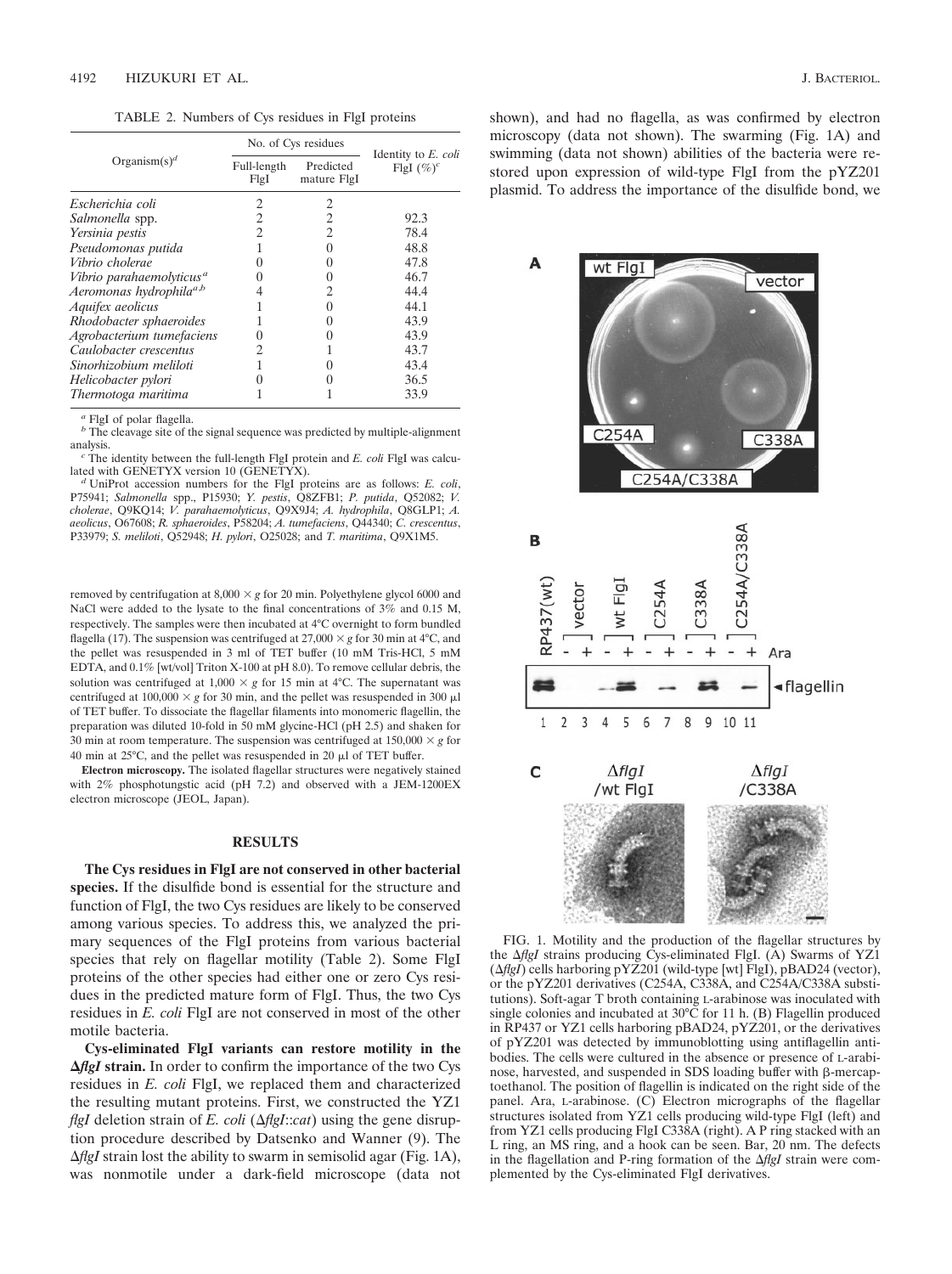TABLE 2. Numbers of Cys residues in FlgI proteins

| Organism(s)[d] | No. of Cys residues | | Identity to *E. coli* FlgI (%)[c] |
|---|---|---|---|
| | Full-length FlgI | Predicted mature FlgI | |
| *Escherichia coli* | 2 | 2 | |
| *Salmonella* spp. | 2 | 2 | 92.3 |
| *Yersinia pestis* | 2 | 2 | 78.4 |
| *Pseudomonas putida* | 1 | 0 | 48.8 |
| *Vibrio cholerae* | 0 | 0 | 47.8 |
| *Vibrio parahaemolyticus*[a] | 0 | 0 | 46.7 |
| *Aeromonas hydrophila*[a,b] | 4 | 2 | 44.4 |
| *Aquifex aeolicus* | 1 | 0 | 44.1 |
| *Rhodobacter sphaeroides* | 1 | 0 | 43.9 |
| *Agrobacterium tumefaciens* | 0 | 0 | 43.9 |
| *Caulobacter crescentus* | 2 | 1 | 43.7 |
| *Sinorhizobium meliloti* | 1 | 0 | 43.4 |
| *Helicobacter pylori* | 0 | 0 | 36.5 |
| *Thermotoga maritima* | 1 | 1 | 33.9 |

[a] FlgI of polar flagella.
[b] The cleavage site of the signal sequence was predicted by multiple-alignment analysis.
[c] The identity between the full-length FlgI protein and *E. coli* FlgI was calculated with GENETYX version 10 (GENETYX).
[d] UniProt accession numbers for the FlgI proteins are as follows: *E. coli*, P75941; *Salmonella* spp., P15930; *Y. pestis*, Q8ZFB1; *P. putida*, Q52082; *V. cholerae*, Q9KQ14; *V. parahaemolyticus*, Q9X9J4; *A. hydrophila*, Q8GLP1; *A. aeolicus*, O67608; *R. sphaeroides*, P58204; *A. tumefaciens*, Q44340; *C. crescentus*, P33979; *S. meliloti*, Q52948; *H. pylori*, O25028; and *T. maritima*, Q9X1M5.

removed by centrifugation at 8,000 × *g* for 20 min. Polyethylene glycol 6000 and NaCl were added to the lysate to the final concentrations of 3% and 0.15 M, respectively. The samples were then incubated at 4°C overnight to form bundled flagella (17). The suspension was centrifuged at 27,000 × *g* for 30 min at 4°C, and the pellet was resuspended in 3 ml of TET buffer (10 mM Tris-HCl, 5 mM EDTA, and 0.1% [wt/vol] Triton X-100 at pH 8.0). To remove cellular debris, the solution was centrifuged at 1,000 × *g* for 15 min at 4°C. The supernatant was centrifuged at 100,000 × *g* for 30 min, and the pellet was resuspended in 300 μl of TET buffer. To dissociate the flagellar filaments into monomeric flagellin, the preparation was diluted 10-fold in 50 mM glycine-HCl (pH 2.5) and shaken for 30 min at room temperature. The suspension was centrifuged at 150,000 × *g* for 40 min at 25°C, and the pellet was resuspended in 20 μl of TET buffer.

**Electron microscopy.** The isolated flagellar structures were negatively stained with 2% phosphotungstic acid (pH 7.2) and observed with a JEM-1200EX electron microscope (JEOL, Japan).

## RESULTS

**The Cys residues in FlgI are not conserved in other bacterial species.** If the disulfide bond is essential for the structure and function of FlgI, the two Cys residues are likely to be conserved among various species. To address this, we analyzed the primary sequences of the FlgI proteins from various bacterial species that rely on flagellar motility (Table 2). Some FlgI proteins of the other species had either one or zero Cys residues in the predicted mature form of FlgI. Thus, the two Cys residues in *E. coli* FlgI are not conserved in most of the other motile bacteria.

**Cys-eliminated FlgI variants can restore motility in the Δ*flgI* strain.** In order to confirm the importance of the two Cys residues in *E. coli* FlgI, we replaced them and characterized the resulting mutant proteins. First, we constructed the YZ1 *flgI* deletion strain of *E. coli* (Δ*flgI*::*cat*) using the gene disruption procedure described by Datsenko and Wanner (9). The Δ*flgI* strain lost the ability to swarm in semisolid agar (Fig. 1A), was nonmotile under a dark-field microscope (data not shown), and had no flagella, as was confirmed by electron microscopy (data not shown). The swarming (Fig. 1A) and swimming (data not shown) abilities of the bacteria were restored upon expression of wild-type FlgI from the pYZ201 plasmid. To address the importance of the disulfide bond, we

FIG. 1. Motility and the production of the flagellar structures by the Δ*flgI* strains producing Cys-eliminated FlgI. (A) Swarms of YZ1 (Δ*flgI*) cells harboring pYZ201 (wild-type [wt] FlgI), pBAD24 (vector), or the pYZ201 derivatives (C254A, C338A, and C254A/C338A substitutions). Soft-agar T broth containing L-arabinose was inoculated with single colonies and incubated at 30°C for 11 h. (B) Flagellin produced in RP437 or YZ1 cells harboring pBAD24, pYZ201, or the derivatives of pYZ201 was detected by immunoblotting using antiflagellin antibodies. The cells were cultured in the absence or presence of L-arabinose, harvested, and suspended in SDS loading buffer with β-mercaptoethanol. The position of flagellin is indicated on the right side of the panel. Ara, L-arabinose. (C) Electron micrographs of the flagellar structures isolated from YZ1 cells producing wild-type FlgI (left) and from YZ1 cells producing FlgI C338A (right). A P ring stacked with an L ring, an MS ring, and a hook can be seen. Bar, 20 nm. The defects in the flagellation and P-ring formation of the Δ*flgI* strain were complemented by the Cys-eliminated FlgI derivatives.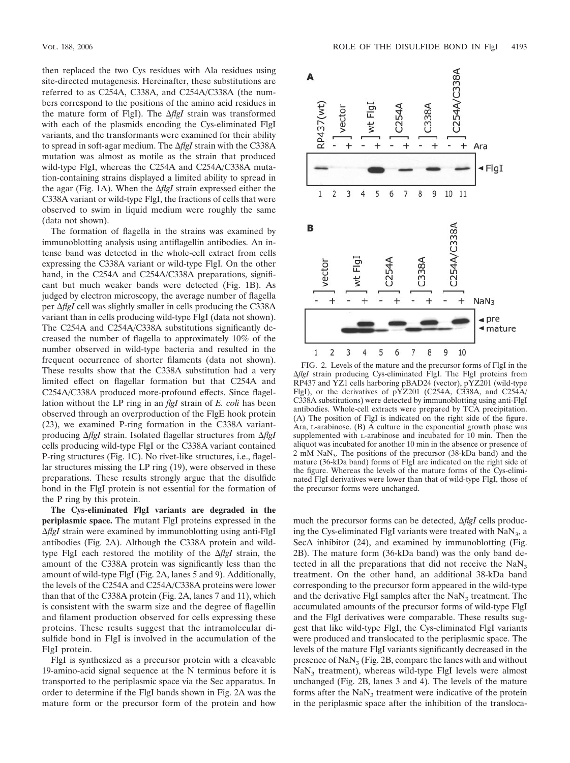then replaced the two Cys residues with Ala residues using site-directed mutagenesis. Hereinafter, these substitutions are referred to as C254A, C338A, and C254A/C338A (the numbers correspond to the positions of the amino acid residues in the mature form of FlgI). The Δ*flgI* strain was transformed with each of the plasmids encoding the Cys-eliminated FlgI variants, and the transformants were examined for their ability to spread in soft-agar medium. The Δ*flgI* strain with the C338A mutation was almost as motile as the strain that produced wild-type FlgI, whereas the C254A and C254A/C338A mutation-containing strains displayed a limited ability to spread in the agar (Fig. 1A). When the Δ*flgI* strain expressed either the C338A variant or wild-type FlgI, the fractions of cells that were observed to swim in liquid medium were roughly the same (data not shown).

The formation of flagella in the strains was examined by immunoblotting analysis using antiflagellin antibodies. An intense band was detected in the whole-cell extract from cells expressing the C338A variant or wild-type FlgI. On the other hand, in the C254A and C254A/C338A preparations, significant but much weaker bands were detected (Fig. 1B). As judged by electron microscopy, the average number of flagella per Δ*flgI* cell was slightly smaller in cells producing the C338A variant than in cells producing wild-type FlgI (data not shown). The C254A and C254A/C338A substitutions significantly decreased the number of flagella to approximately 10% of the number observed in wild-type bacteria and resulted in the frequent occurrence of shorter filaments (data not shown). These results show that the C338A substitution had a very limited effect on flagellar formation but that C254A and C254A/C338A produced more-profound effects. Since flagellation without the LP ring in an *flgI* strain of *E. coli* has been observed through an overproduction of the FlgE hook protein (23), we examined P-ring formation in the C338A variant-producing Δ*flgI* strain. Isolated flagellar structures from Δ*flgI* cells producing wild-type FlgI or the C338A variant contained P-ring structures (Fig. 1C). No rivet-like structures, i.e., flagellar structures missing the LP ring (19), were observed in these preparations. These results strongly argue that the disulfide bond in the FlgI protein is not essential for the formation of the P ring by this protein.

**The Cys-eliminated FlgI variants are degraded in the periplasmic space.** The mutant FlgI proteins expressed in the Δ*flgI* strain were examined by immunoblotting using anti-FlgI antibodies (Fig. 2A). Although the C338A protein and wild-type FlgI each restored the motility of the Δ*flgI* strain, the amount of the C338A protein was significantly less than the amount of wild-type FlgI (Fig. 2A, lanes 5 and 9). Additionally, the levels of the C254A and C254A/C338A proteins were lower than that of the C338A protein (Fig. 2A, lanes 7 and 11), which is consistent with the swarm size and the degree of flagellin and filament production observed for cells expressing these proteins. These results suggest that the intramolecular disulfide bond in FlgI is involved in the accumulation of the FlgI protein.

FlgI is synthesized as a precursor protein with a cleavable 19-amino-acid signal sequence at the N terminus before it is transported to the periplasmic space via the Sec apparatus. In order to determine if the FlgI bands shown in Fig. 2A was the mature form or the precursor form of the protein and how much the precursor forms can be detected, Δ*flgI* cells producing the Cys-eliminated FlgI variants were treated with $NaN_3$, a SecA inhibitor (24), and examined by immunoblotting (Fig. 2B). The mature form (36-kDa band) was the only band detected in all the preparations that did not receive the $NaN_3$ treatment. On the other hand, an additional 38-kDa band corresponding to the precursor form appeared in the wild-type and the derivative FlgI samples after the $NaN_3$ treatment. The accumulated amounts of the precursor forms of wild-type FlgI and the FlgI derivatives were comparable. These results suggest that like wild-type FlgI, the Cys-eliminated FlgI variants were produced and translocated to the periplasmic space. The levels of the mature FlgI variants significantly decreased in the presence of $NaN_3$ (Fig. 2B, compare the lanes with and without $NaN_3$ treatment), whereas wild-type FlgI levels were almost unchanged (Fig. 2B, lanes 3 and 4). The levels of the mature forms after the $NaN_3$ treatment were indicative of the protein in the periplasmic space after the inhibition of the transloca-

FIG. 2. Levels of the mature and the precursor forms of FlgI in the Δ*flgI* strain producing Cys-eliminated FlgI. The FlgI proteins from RP437 and YZ1 cells harboring pBAD24 (vector), pYZ201 (wild-type FlgI), or the derivatives of pYZ201 (C254A, C338A, and C254A/C338A substitutions) were detected by immunoblotting using anti-FlgI antibodies. Whole-cell extracts were prepared by TCA precipitation. (A) The position of FlgI is indicated on the right side of the figure. Ara, L-arabinose. (B) A culture in the exponential growth phase was supplemented with L-arabinose and incubated for 10 min. Then the aliquot was incubated for another 10 min in the absence or presence of 2 mM $NaN_3$. The positions of the precursor (38-kDa band) and the mature (36-kDa band) forms of FlgI are indicated on the right side of the figure. Whereas the levels of the mature forms of the Cys-eliminated FlgI derivatives were lower than that of wild-type FlgI, those of the precursor forms were unchanged.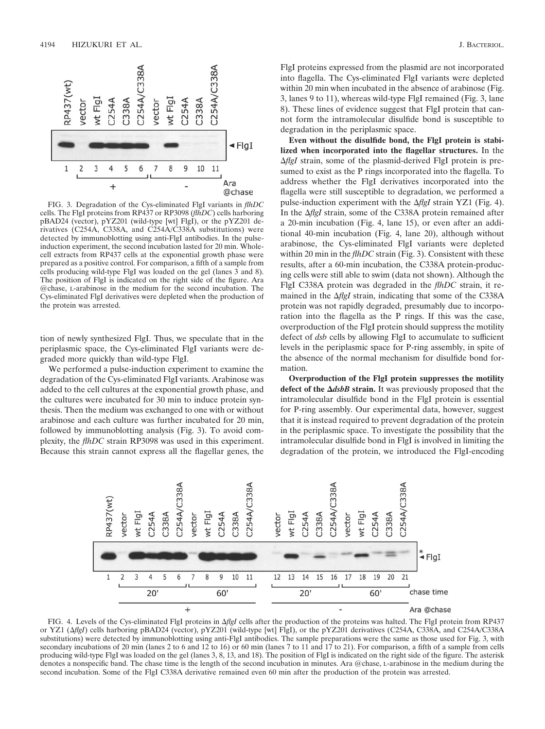FIG. 3. Degradation of the Cys-eliminated FlgI variants in *flhDC* cells. The FlgI proteins from RP437 or RP3098 (*flhDC*) cells harboring pBAD24 (vector), pYZ201 (wild-type [wt] FlgI), or the pYZ201 derivatives (C254A, C338A, and C254A/C338A substitutions) were detected by immunoblotting using anti-FlgI antibodies. In the pulse-induction experiment, the second incubation lasted for 20 min. Whole-cell extracts from RP437 cells at the exponential growth phase were prepared as a positive control. For comparison, a fifth of a sample from cells producing wild-type FlgI was loaded on the gel (lanes 3 and 8). The position of FlgI is indicated on the right side of the figure. Ara @chase, L-arabinose in the medium for the second incubation. The Cys-eliminated FlgI derivatives were depleted when the production of the protein was arrested.

tion of newly synthesized FlgI. Thus, we speculate that in the periplasmic space, the Cys-eliminated FlgI variants were degraded more quickly than wild-type FlgI.

We performed a pulse-induction experiment to examine the degradation of the Cys-eliminated FlgI variants. Arabinose was added to the cell cultures at the exponential growth phase, and the cultures were incubated for 30 min to induce protein synthesis. Then the medium was exchanged to one with or without arabinose and each culture was further incubated for 20 min, followed by immunoblotting analysis (Fig. 3). To avoid complexity, the *flhDC* strain RP3098 was used in this experiment. Because this strain cannot express all the flagellar genes, the FlgI proteins expressed from the plasmid are not incorporated into flagella. The Cys-eliminated FlgI variants were depleted within 20 min when incubated in the absence of arabinose (Fig. 3, lanes 9 to 11), whereas wild-type FlgI remained (Fig. 3, lane 8). These lines of evidence suggest that FlgI protein that cannot form the intramolecular disulfide bond is susceptible to degradation in the periplasmic space.

**Even without the disulfide bond, the FlgI protein is stabilized when incorporated into the flagellar structures.** In the Δ*flgI* strain, some of the plasmid-derived FlgI protein is presumed to exist as the P rings incorporated into the flagella. To address whether the FlgI derivatives incorporated into the flagella were still susceptible to degradation, we performed a pulse-induction experiment with the Δ*flgI* strain YZ1 (Fig. 4). In the Δ*flgI* strain, some of the C338A protein remained after a 20-min incubation (Fig. 4, lane 15), or even after an additional 40-min incubation (Fig. 4, lane 20), although without arabinose, the Cys-eliminated FlgI variants were depleted within 20 min in the *flhDC* strain (Fig. 3). Consistent with these results, after a 60-min incubation, the C338A protein-producing cells were still able to swim (data not shown). Although the FlgI C338A protein was degraded in the *flhDC* strain, it remained in the Δ*flgI* strain, indicating that some of the C338A protein was not rapidly degraded, presumably due to incorporation into the flagella as the P rings. If this was the case, overproduction of the FlgI protein should suppress the motility defect of *dsb* cells by allowing FlgI to accumulate to sufficient levels in the periplasmic space for P-ring assembly, in spite of the absence of the normal mechanism for disulfide bond formation.

**Overproduction of the FlgI protein suppresses the motility defect of the Δ*dsbB* strain.** It was previously proposed that the intramolecular disulfide bond in the FlgI protein is essential for P-ring assembly. Our experimental data, however, suggest that it is instead required to prevent degradation of the protein in the periplasmic space. To investigate the possibility that the intramolecular disulfide bond in FlgI is involved in limiting the degradation of the protein, we introduced the FlgI-encoding

FIG. 4. Levels of the Cys-eliminated FlgI proteins in Δ*flgI* cells after the production of the proteins was halted. The FlgI protein from RP437 or YZ1 (Δ*flgI*) cells harboring pBAD24 (vector), pYZ201 (wild-type [wt] FlgI), or the pYZ201 derivatives (C254A, C338A, and C254A/C338A substitutions) were detected by immunoblotting using anti-FlgI antibodies. The sample preparations were the same as those used for Fig. 3, with secondary incubations of 20 min (lanes 2 to 6 and 12 to 16) or 60 min (lanes 7 to 11 and 17 to 21). For comparison, a fifth of a sample from cells producing wild-type FlgI was loaded on the gel (lanes 3, 8, 13, and 18). The position of FlgI is indicated on the right side of the figure. The asterisk denotes a nonspecific band. The chase time is the length of the second incubation in minutes. Ara @chase, L-arabinose in the medium during the second incubation. Some of the FlgI C338A derivative remained even 60 min after the production of the protein was arrested.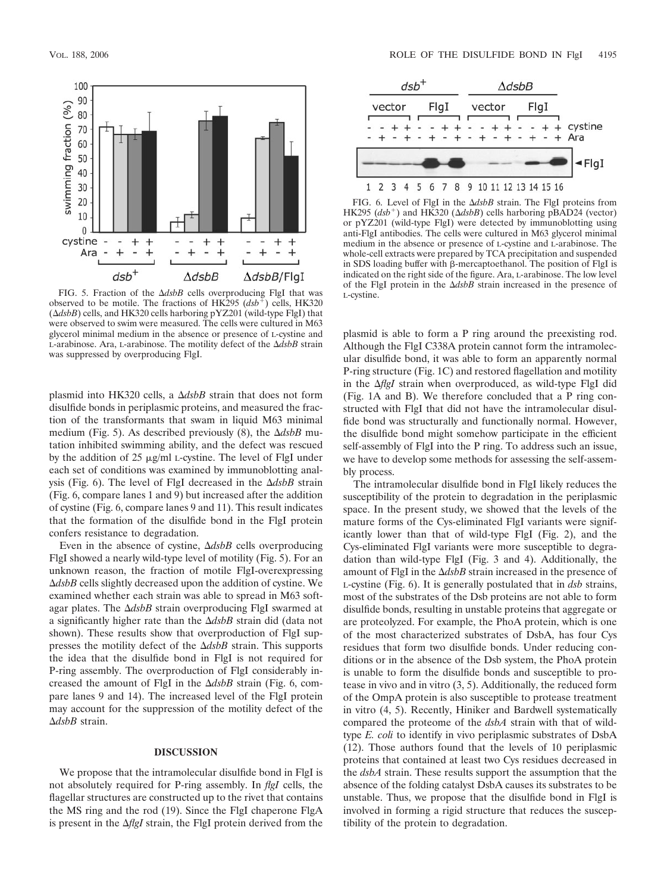FIG. 5. Fraction of the Δ*dsbB* cells overproducing FlgI that was observed to be motile. The fractions of HK295 (*dsb*$^+$) cells, HK320 (Δ*dsbB*) cells, and HK320 cells harboring pYZ201 (wild-type FlgI) that were observed to swim were measured. The cells were cultured in M63 glycerol minimal medium in the absence or presence of L-cystine and L-arabinose. Ara, L-arabinose. The motility defect of the Δ*dsbB* strain was suppressed by overproducing FlgI.

FIG. 6. Level of FlgI in the Δ*dsbB* strain. The FlgI proteins from HK295 (*dsb*$^+$) and HK320 (Δ*dsbB*) cells harboring pBAD24 (vector) or pYZ201 (wild-type FlgI) were detected by immunoblotting using anti-FlgI antibodies. The cells were cultured in M63 glycerol minimal medium in the absence or presence of L-cystine and L-arabinose. The whole-cell extracts were prepared by TCA precipitation and suspended in SDS loading buffer with β-mercaptoethanol. The position of FlgI is indicated on the right side of the figure. Ara, L-arabinose. The low level of the FlgI protein in the Δ*dsbB* strain increased in the presence of L-cystine.

plasmid into HK320 cells, a Δ*dsbB* strain that does not form disulfide bonds in periplasmic proteins, and measured the fraction of the transformants that swam in liquid M63 minimal medium (Fig. 5). As described previously (8), the Δ*dsbB* mutation inhibited swimming ability, and the defect was rescued by the addition of 25 μg/ml L-cystine. The level of FlgI under each set of conditions was examined by immunoblotting analysis (Fig. 6). The level of FlgI decreased in the Δ*dsbB* strain (Fig. 6, compare lanes 1 and 9) but increased after the addition of cystine (Fig. 6, compare lanes 9 and 11). This result indicates that the formation of the disulfide bond in the FlgI protein confers resistance to degradation.

Even in the absence of cystine, Δ*dsbB* cells overproducing FlgI showed a nearly wild-type level of motility (Fig. 5). For an unknown reason, the fraction of motile FlgI-overexpressing Δ*dsbB* cells slightly decreased upon the addition of cystine. We examined whether each strain was able to spread in M63 soft-agar plates. The Δ*dsbB* strain overproducing FlgI swarmed at a significantly higher rate than the Δ*dsbB* strain did (data not shown). These results show that overproduction of FlgI suppresses the motility defect of the Δ*dsbB* strain. This supports the idea that the disulfide bond in FlgI is not required for P-ring assembly. The overproduction of FlgI considerably increased the amount of FlgI in the Δ*dsbB* strain (Fig. 6, compare lanes 9 and 14). The increased level of the FlgI protein may account for the suppression of the motility defect of the Δ*dsbB* strain.

## DISCUSSION

We propose that the intramolecular disulfide bond in FlgI is not absolutely required for P-ring assembly. In *flgI* cells, the flagellar structures are constructed up to the rivet that contains the MS ring and the rod (19). Since the FlgI chaperone FlgA is present in the Δ*flgI* strain, the FlgI protein derived from the plasmid is able to form a P ring around the preexisting rod. Although the FlgI C338A protein cannot form the intramolecular disulfide bond, it was able to form an apparently normal P-ring structure (Fig. 1C) and restored flagellation and motility in the Δ*flgI* strain when overproduced, as wild-type FlgI did (Fig. 1A and B). We therefore concluded that a P ring constructed with FlgI that did not have the intramolecular disulfide bond was structurally and functionally normal. However, the disulfide bond might somehow participate in the efficient self-assembly of FlgI into the P ring. To address such an issue, we have to develop some methods for assessing the self-assembly process.

The intramolecular disulfide bond in FlgI likely reduces the susceptibility of the protein to degradation in the periplasmic space. In the present study, we showed that the levels of the mature forms of the Cys-eliminated FlgI variants were significantly lower than that of wild-type FlgI (Fig. 2), and the Cys-eliminated FlgI variants were more susceptible to degradation than wild-type FlgI (Fig. 3 and 4). Additionally, the amount of FlgI in the Δ*dsbB* strain increased in the presence of L-cystine (Fig. 6). It is generally postulated that in *dsb* strains, most of the substrates of the Dsb proteins are not able to form disulfide bonds, resulting in unstable proteins that aggregate or are proteolyzed. For example, the PhoA protein, which is one of the most characterized substrates of DsbA, has four Cys residues that form two disulfide bonds. Under reducing conditions or in the absence of the Dsb system, the PhoA protein is unable to form the disulfide bonds and susceptible to protease in vivo and in vitro (3, 5). Additionally, the reduced form of the OmpA protein is also susceptible to protease treatment in vitro (4, 5). Recently, Hiniker and Bardwell systematically compared the proteome of the *dsbA* strain with that of wild-type *E. coli* to identify in vivo periplasmic substrates of DsbA (12). Those authors found that the levels of 10 periplasmic proteins that contained at least two Cys residues decreased in the *dsbA* strain. These results support the assumption that the absence of the folding catalyst DsbA causes its substrates to be unstable. Thus, we propose that the disulfide bond in FlgI is involved in forming a rigid structure that reduces the susceptibility of the protein to degradation.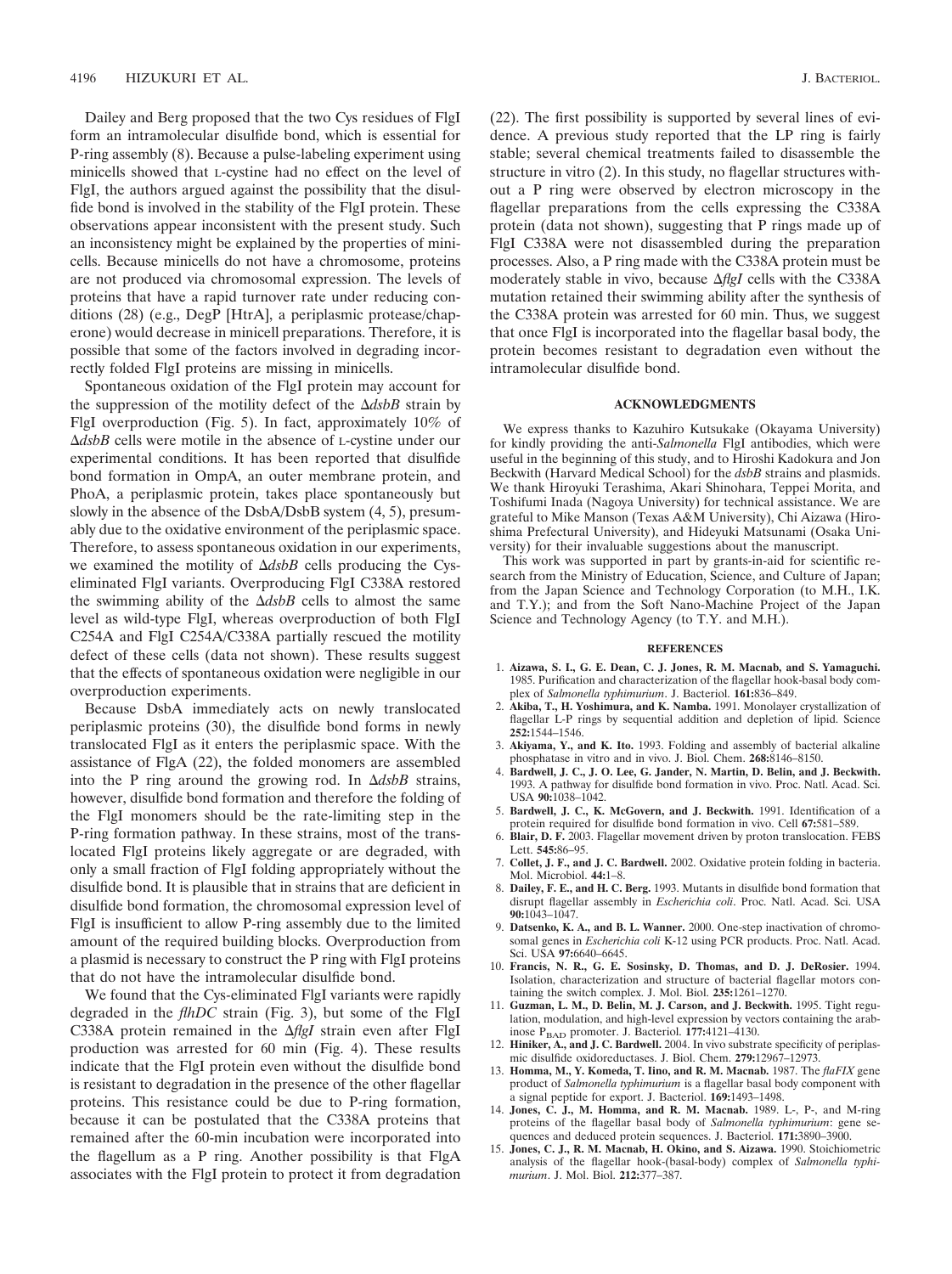Dailey and Berg proposed that the two Cys residues of FlgI form an intramolecular disulfide bond, which is essential for P-ring assembly (8). Because a pulse-labeling experiment using minicells showed that L-cystine had no effect on the level of FlgI, the authors argued against the possibility that the disulfide bond is involved in the stability of the FlgI protein. These observations appear inconsistent with the present study. Such an inconsistency might be explained by the properties of minicells. Because minicells do not have a chromosome, proteins are not produced via chromosomal expression. The levels of proteins that have a rapid turnover rate under reducing conditions (28) (e.g., DegP [HtrA], a periplasmic protease/chaperone) would decrease in minicell preparations. Therefore, it is possible that some of the factors involved in degrading incorrectly folded FlgI proteins are missing in minicells.

Spontaneous oxidation of the FlgI protein may account for the suppression of the motility defect of the Δ*dsbB* strain by FlgI overproduction (Fig. 5). In fact, approximately 10% of Δ*dsbB* cells were motile in the absence of L-cystine under our experimental conditions. It has been reported that disulfide bond formation in OmpA, an outer membrane protein, and PhoA, a periplasmic protein, takes place spontaneously but slowly in the absence of the DsbA/DsbB system (4, 5), presumably due to the oxidative environment of the periplasmic space. Therefore, to assess spontaneous oxidation in our experiments, we examined the motility of Δ*dsbB* cells producing the Cys-eliminated FlgI variants. Overproducing FlgI C338A restored the swimming ability of the Δ*dsbB* cells to almost the same level as wild-type FlgI, whereas overproduction of both FlgI C254A and FlgI C254A/C338A partially rescued the motility defect of these cells (data not shown). These results suggest that the effects of spontaneous oxidation were negligible in our overproduction experiments.

Because DsbA immediately acts on newly translocated periplasmic proteins (30), the disulfide bond forms in newly translocated FlgI as it enters the periplasmic space. With the assistance of FlgA (22), the folded monomers are assembled into the P ring around the growing rod. In Δ*dsbB* strains, however, disulfide bond formation and therefore the folding of the FlgI monomers should be the rate-limiting step in the P-ring formation pathway. In these strains, most of the translocated FlgI proteins likely aggregate or are degraded, with only a small fraction of FlgI folding appropriately without the disulfide bond. It is plausible that in strains that are deficient in disulfide bond formation, the chromosomal expression level of FlgI is insufficient to allow P-ring assembly due to the limited amount of the required building blocks. Overproduction from a plasmid is necessary to construct the P ring with FlgI proteins that do not have the intramolecular disulfide bond.

We found that the Cys-eliminated FlgI variants were rapidly degraded in the *flhDC* strain (Fig. 3), but some of the FlgI C338A protein remained in the Δ*flgI* strain even after FlgI production was arrested for 60 min (Fig. 4). These results indicate that the FlgI protein even without the disulfide bond is resistant to degradation in the presence of the other flagellar proteins. This resistance could be due to P-ring formation, because it can be postulated that the C338A proteins that remained after the 60-min incubation were incorporated into the flagellum as a P ring. Another possibility is that FlgA associates with the FlgI protein to protect it from degradation (22). The first possibility is supported by several lines of evidence. A previous study reported that the LP ring is fairly stable; several chemical treatments failed to disassemble the structure in vitro (2). In this study, no flagellar structures without a P ring were observed by electron microscopy in the flagellar preparations from the cells expressing the C338A protein (data not shown), suggesting that P rings made up of FlgI C338A were not disassembled during the preparation processes. Also, a P ring made with the C338A protein must be moderately stable in vivo, because Δ*flgI* cells with the C338A mutation retained their swimming ability after the synthesis of the C338A protein was arrested for 60 min. Thus, we suggest that once FlgI is incorporated into the flagellar basal body, the protein becomes resistant to degradation even without the intramolecular disulfide bond.

## ACKNOWLEDGMENTS

We express thanks to Kazuhiro Kutsukake (Okayama University) for kindly providing the anti-*Salmonella* FlgI antibodies, which were useful in the beginning of this study, and to Hiroshi Kadokura and Jon Beckwith (Harvard Medical School) for the *dsbB* strains and plasmids. We thank Hiroyuki Terashima, Akari Shinohara, Teppei Morita, and Toshifumi Inada (Nagoya University) for technical assistance. We are grateful to Mike Manson (Texas A&M University), Chi Aizawa (Hiroshima Prefectural University), and Hideyuki Matsunami (Osaka University) for their invaluable suggestions about the manuscript.

This work was supported in part by grants-in-aid for scientific research from the Ministry of Education, Science, and Culture of Japan; from the Japan Science and Technology Corporation (to M.H., I.K. and T.Y.); and from the Soft Nano-Machine Project of the Japan Science and Technology Agency (to T.Y. and M.H.).

## REFERENCES

1. **Aizawa, S. I., G. E. Dean, C. J. Jones, R. M. Macnab, and S. Yamaguchi.** 1985. Purification and characterization of the flagellar hook-basal body complex of *Salmonella typhimurium*. J. Bacteriol. **161:**836–849.
2. **Akiba, T., H. Yoshimura, and K. Namba.** 1991. Monolayer crystallization of flagellar L-P rings by sequential addition and depletion of lipid. Science **252:**1544–1546.
3. **Akiyama, Y., and K. Ito.** 1993. Folding and assembly of bacterial alkaline phosphatase in vitro and in vivo. J. Biol. Chem. **268:**8146–8150.
4. **Bardwell, J. C., J. O. Lee, G. Jander, N. Martin, D. Belin, and J. Beckwith.** 1993. A pathway for disulfide bond formation in vivo. Proc. Natl. Acad. Sci. USA **90:**1038–1042.
5. **Bardwell, J. C., K. McGovern, and J. Beckwith.** 1991. Identification of a protein required for disulfide bond formation in vivo. Cell **67:**581–589.
6. **Blair, D. F.** 2003. Flagellar movement driven by proton translocation. FEBS Lett. **545:**86–95.
7. **Collet, J. F., and J. C. Bardwell.** 2002. Oxidative protein folding in bacteria. Mol. Microbiol. **44:**1–8.
8. **Dailey, F. E., and H. C. Berg.** 1993. Mutants in disulfide bond formation that disrupt flagellar assembly in *Escherichia coli*. Proc. Natl. Acad. Sci. USA **90:**1043–1047.
9. **Datsenko, K. A., and B. L. Wanner.** 2000. One-step inactivation of chromosomal genes in *Escherichia coli* K-12 using PCR products. Proc. Natl. Acad. Sci. USA **97:**6640–6645.
10. **Francis, N. R., G. E. Sosinsky, D. Thomas, and D. J. DeRosier.** 1994. Isolation, characterization and structure of bacterial flagellar motors containing the switch complex. J. Mol. Biol. **235:**1261–1270.
11. **Guzman, L. M., D. Belin, M. J. Carson, and J. Beckwith.** 1995. Tight regulation, modulation, and high-level expression by vectors containing the arabinose $P_{BAD}$ promoter. J. Bacteriol. **177:**4121–4130.
12. **Hiniker, A., and J. C. Bardwell.** 2004. In vivo substrate specificity of periplasmic disulfide oxidoreductases. J. Biol. Chem. **279:**12967–12973.
13. **Homma, M., Y. Komeda, T. Iino, and R. M. Macnab.** 1987. The *flaFIX* gene product of *Salmonella typhimurium* is a flagellar basal body component with a signal peptide for export. J. Bacteriol. **169:**1493–1498.
14. **Jones, C. J., M. Homma, and R. M. Macnab.** 1989. L-, P-, and M-ring proteins of the flagellar basal body of *Salmonella typhimurium*: gene sequences and deduced protein sequences. J. Bacteriol. **171:**3890–3900.
15. **Jones, C. J., R. M. Macnab, H. Okino, and S. Aizawa.** 1990. Stoichiometric analysis of the flagellar hook-(basal-body) complex of *Salmonella typhimurium*. J. Mol. Biol. **212:**377–387.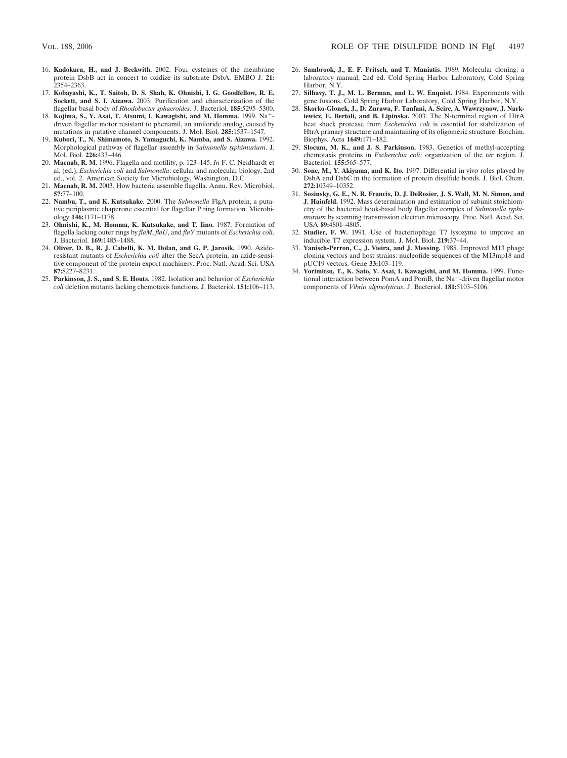16. **Kadokura, H., and J. Beckwith.** 2002. Four cysteines of the membrane protein DsbB act in concert to oxidize its substrate DsbA. EMBO J. **21:** 2354–2363.
17. **Kobayashi, K., T. Saitoh, D. S. Shah, K. Ohnishi, I. G. Goodfellow, R. E. Sockett, and S. I. Aizawa.** 2003. Purification and characterization of the flagellar basal body of *Rhodobacter sphaeroides*. J. Bacteriol. **185:**5295–5300.
18. **Kojima, S., Y. Asai, T. Atsumi, I. Kawagishi, and M. Homma.** 1999. $Na^{+}$-driven flagellar motor resistant to phenamil, an amiloride analog, caused by mutations in putative channel components. J. Mol. Biol. **285:**1537–1547.
19. **Kubori, T., N. Shimamoto, S. Yamaguchi, K. Namba, and S. Aizawa.** 1992. Morphological pathway of flagellar assembly in *Salmonella typhimurium*. J. Mol. Biol. **226:**433–446.
20. **Macnab, R. M.** 1996. Flagella and motility, p. 123–145. *In* F. C. Neidhardt et al. (ed.), *Escherichia coli* and *Salmonella*: cellular and molecular biology, 2nd ed., vol. 2. American Society for Microbiology, Washington, D.C.
21. **Macnab, R. M.** 2003. How bacteria assemble flagella. Annu. Rev. Microbiol. **57:**77–100.
22. **Nambu, T., and K. Kutsukake.** 2000. The *Salmonella* FlgA protein, a putative periplasmic chaperone essential for flagellar P ring formation. Microbiology **146:**1171–1178.
23. **Ohnishi, K., M. Homma, K. Kutsukake, and T. Iino.** 1987. Formation of flagella lacking outer rings by *flaM*, *flaU*, and *flaY* mutants of *Escherichia coli*. J. Bacteriol. **169:**1485–1488.
24. **Oliver, D. B., R. J. Cabelli, K. M. Dolan, and G. P. Jarosik.** 1990. Azide-resistant mutants of *Escherichia coli* alter the SecA protein, an azide-sensitive component of the protein export machinery. Proc. Natl. Acad. Sci. USA **87:**8227–8231.
25. **Parkinson, J. S., and S. E. Houts.** 1982. Isolation and behavior of *Escherichia coli* deletion mutants lacking chemotaxis functions. J. Bacteriol. **151:**106–113.
26. **Sambrook, J., E. F. Fritsch, and T. Maniatis.** 1989. Molecular cloning: a laboratory manual, 2nd ed. Cold Spring Harbor Laboratory, Cold Spring Harbor, N.Y.
27. **Silhavy, T. J., M. L. Berman, and L. W. Enquist.** 1984. Experiments with gene fusions. Cold Spring Harbor Laboratory, Cold Spring Harbor, N.Y.
28. **Skorko-Glonek, J., D. Zurawa, F. Tanfani, A. Scire, A. Wawrzynow, J. Narkiewicz, E. Bertoli, and B. Lipinska.** 2003. The N-terminal region of HtrA heat shock protease from *Escherichia coli* is essential for stabilization of HtrA primary structure and maintaining of its oligomeric structure. Biochim. Biophys. Acta **1649:**171–182.
29. **Slocum, M. K., and J. S. Parkinson.** 1983. Genetics of methyl-accepting chemotaxis proteins in *Escherichia coli*: organization of the *tar* region. J. Bacteriol. **155:**565–577.
30. **Sone, M., Y. Akiyama, and K. Ito.** 1997. Differential in vivo roles played by DsbA and DsbC in the formation of protein disulfide bonds. J. Biol. Chem. **272:**10349–10352.
31. **Sosinsky, G. E., N. R. Francis, D. J. DeRosier, J. S. Wall, M. N. Simon, and J. Hainfeld.** 1992. Mass determination and estimation of subunit stoichiometry of the bacterial hook-basal body flagellar complex of *Salmonella typhimurium* by scanning transmission electron microscopy. Proc. Natl. Acad. Sci. USA **89:**4801–4805.
32. **Studier, F. W.** 1991. Use of bacteriophage T7 lysozyme to improve an inducible T7 expression system. J. Mol. Biol. **219:**37–44.
33. **Yanisch-Perron, C., J. Vieira, and J. Messing.** 1985. Improved M13 phage cloning vectors and host strains: nucleotide sequences of the M13mp18 and pUC19 vectors. Gene **33:**103–119.
34. **Yorimitsu, T., K. Sato, Y. Asai, I. Kawagishi, and M. Homma.** 1999. Functional interaction between PomA and PomB, the $Na^{+}$-driven flagellar motor components of *Vibrio alginolyticus*. J. Bacteriol. **181:**5103–5106.